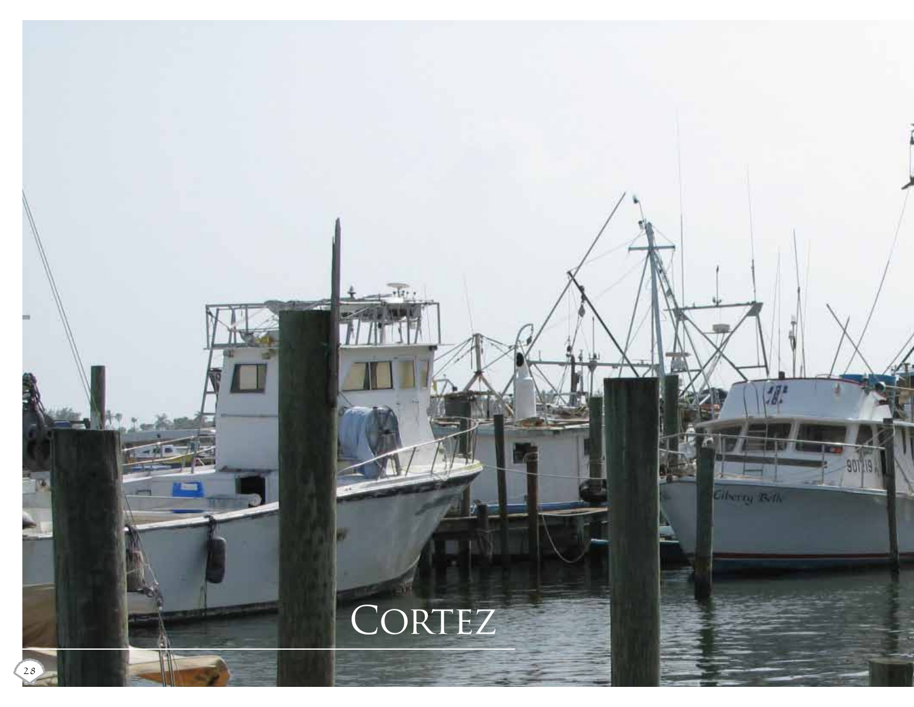# Cortez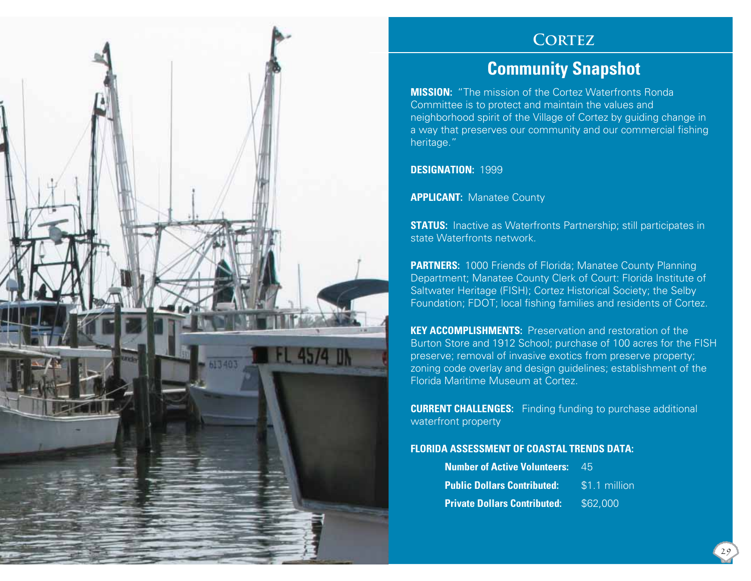# CORTEZ

## Community Snapshot

**MISSION:** "The mission of the Cortez Waterfronts Ronda Committee is to protect and maintain the values and neighborhood spirit of the Village of Cortez by guiding change in a way that preserves our community and our commercial fishing heritage."

**DESIGNATION:** 1999

**APPLICANT:** Manatee County

**STATUS:** Inactive as Waterfronts Partnership; still participates in state Waterfronts network.

**PARTNERS:** 1000 Friends of Florida; Manatee County Planning Department; Manatee County Clerk of Court: Florida Institute of Saltwater Heritage (FISH); Cortez Historical Society; the Selby Foundation; FDOT; local fishing families and residents of Cortez.

**KEY ACCOMPLISHMENTS:** Preservation and restoration of the Burton Store and 1912 School; purchase of 100 acres for the FISH preserve; removal of invasive exotics from preserve property; zoning code overlay and design guidelines; establishment of the Florida Maritime Museum at Cortez.

**CURRENT CHALLENGES:** Finding funding to purchase additional waterfront property

**FLORIDA ASSESSMENT OF COASTAL TRENDS DATA:**

| | |
|---|---|
| **Number of Active Volunteers:** | 45 |
| **Public Dollars Contributed:** | $1.1 million |
| **Private Dollars Contributed:** | $62,000 |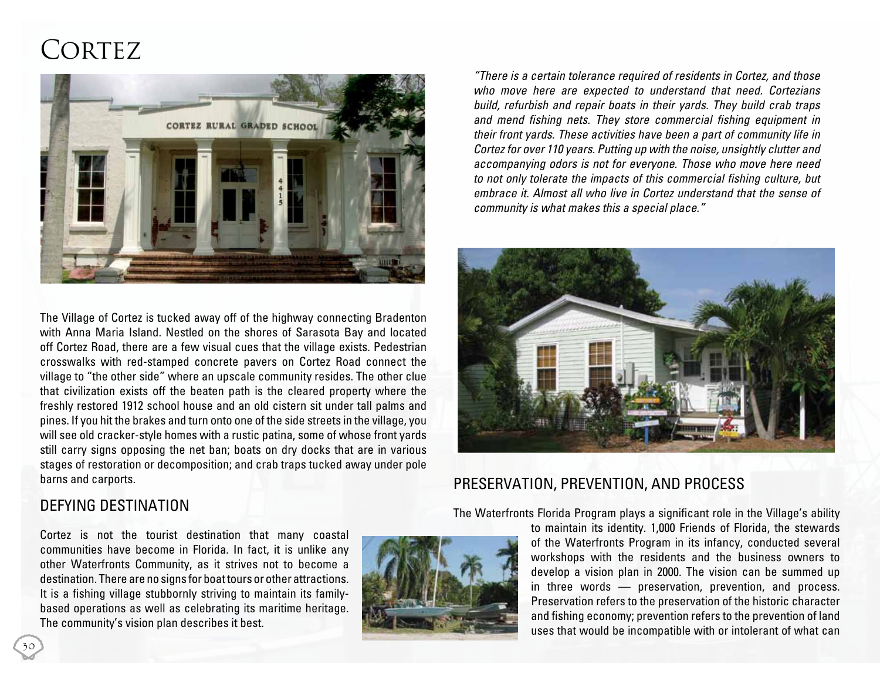# Cortez

The Village of Cortez is tucked away off of the highway connecting Bradenton with Anna Maria Island. Nestled on the shores of Sarasota Bay and located off Cortez Road, there are a few visual cues that the village exists. Pedestrian crosswalks with red-stamped concrete pavers on Cortez Road connect the village to "the other side" where an upscale community resides. The other clue that civilization exists off the beaten path is the cleared property where the freshly restored 1912 school house and an old cistern sit under tall palms and pines. If you hit the brakes and turn onto one of the side streets in the village, you will see old cracker-style homes with a rustic patina, some of whose front yards still carry signs opposing the net ban; boats on dry docks that are in various stages of restoration or decomposition; and crab traps tucked away under pole barns and carports.

## Defying Destination

Cortez is not the tourist destination that many coastal communities have become in Florida. In fact, it is unlike any other Waterfronts Community, as it strives not to become a destination. There are no signs for boat tours or other attractions. It is a fishing village stubbornly striving to maintain its family-based operations as well as celebrating its maritime heritage. The community's vision plan describes it best.

*"There is a certain tolerance required of residents in Cortez, and those who move here are expected to understand that need. Cortezians build, refurbish and repair boats in their yards. They build crab traps and mend fishing nets. They store commercial fishing equipment in their front yards. These activities have been a part of community life in Cortez for over 110 years. Putting up with the noise, unsightly clutter and accompanying odors is not for everyone. Those who move here need to not only tolerate the impacts of this commercial fishing culture, but embrace it. Almost all who live in Cortez understand that the sense of community is what makes this a special place."*

## Preservation, Prevention, and Process

The Waterfronts Florida Program plays a significant role in the Village's ability to maintain its identity. 1,000 Friends of Florida, the stewards of the Waterfronts Program in its infancy, conducted several workshops with the residents and the business owners to develop a vision plan in 2000. The vision can be summed up in three words — preservation, prevention, and process. Preservation refers to the preservation of the historic character and fishing economy; prevention refers to the prevention of land uses that would be incompatible with or intolerant of what can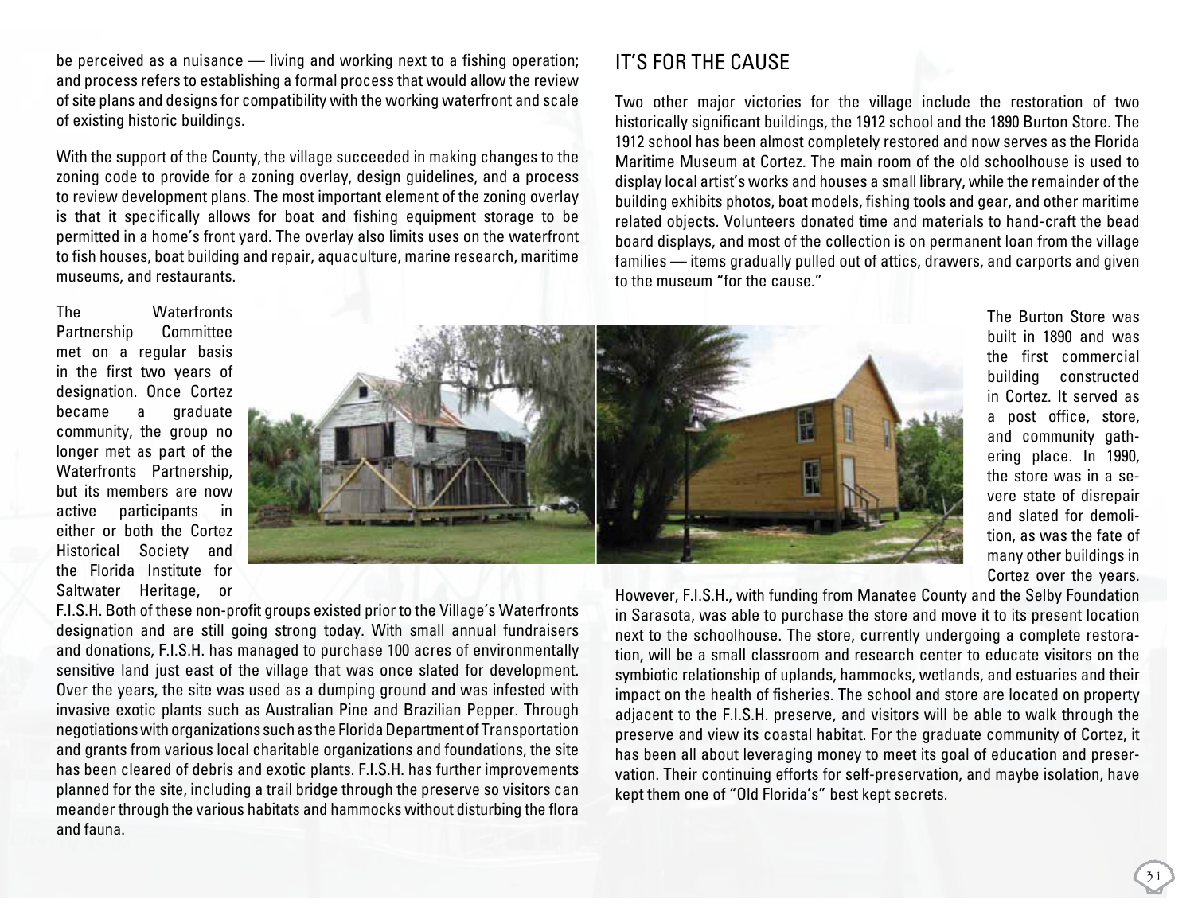be perceived as a nuisance — living and working next to a fishing operation; and process refers to establishing a formal process that would allow the review of site plans and designs for compatibility with the working waterfront and scale of existing historic buildings.

With the support of the County, the village succeeded in making changes to the zoning code to provide for a zoning overlay, design guidelines, and a process to review development plans. The most important element of the zoning overlay is that it specifically allows for boat and fishing equipment storage to be permitted in a home's front yard. The overlay also limits uses on the waterfront to fish houses, boat building and repair, aquaculture, marine research, maritime museums, and restaurants.

The Waterfronts Partnership Committee met on a regular basis in the first two years of designation. Once Cortez became a graduate community, the group no longer met as part of the Waterfronts Partnership, but its members are now active participants in either or both the Cortez Historical Society and the Florida Institute for Saltwater Heritage, or F.I.S.H. Both of these non-profit groups existed prior to the Village's Waterfronts designation and are still going strong today. With small annual fundraisers and donations, F.I.S.H. has managed to purchase 100 acres of environmentally sensitive land just east of the village that was once slated for development. Over the years, the site was used as a dumping ground and was infested with invasive exotic plants such as Australian Pine and Brazilian Pepper. Through negotiations with organizations such as the Florida Department of Transportation and grants from various local charitable organizations and foundations, the site has been cleared of debris and exotic plants. F.I.S.H. has further improvements planned for the site, including a trail bridge through the preserve so visitors can meander through the various habitats and hammocks without disturbing the flora and fauna.

## IT'S FOR THE CAUSE

Two other major victories for the village include the restoration of two historically significant buildings, the 1912 school and the 1890 Burton Store. The 1912 school has been almost completely restored and now serves as the Florida Maritime Museum at Cortez. The main room of the old schoolhouse is used to display local artist's works and houses a small library, while the remainder of the building exhibits photos, boat models, fishing tools and gear, and other maritime related objects. Volunteers donated time and materials to hand-craft the bead board displays, and most of the collection is on permanent loan from the village families — items gradually pulled out of attics, drawers, and carports and given to the museum "for the cause."

The Burton Store was built in 1890 and was the first commercial building constructed in Cortez. It served as a post office, store, and community gathering place. In 1990, the store was in a severe state of disrepair and slated for demolition, as was the fate of many other buildings in Cortez over the years. However, F.I.S.H., with funding from Manatee County and the Selby Foundation in Sarasota, was able to purchase the store and move it to its present location next to the schoolhouse. The store, currently undergoing a complete restoration, will be a small classroom and research center to educate visitors on the symbiotic relationship of uplands, hammocks, wetlands, and estuaries and their impact on the health of fisheries. The school and store are located on property adjacent to the F.I.S.H. preserve, and visitors will be able to walk through the preserve and view its coastal habitat. For the graduate community of Cortez, it has been all about leveraging money to meet its goal of education and preservation. Their continuing efforts for self-preservation, and maybe isolation, have kept them one of "Old Florida's" best kept secrets.